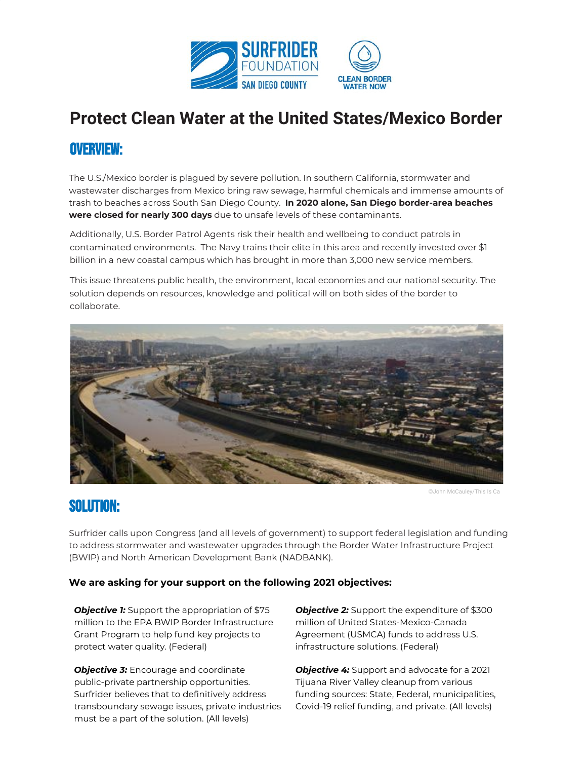# Protect Clean Water at the United States/Mexico Border

## OVERVIEW:

The U.S./Mexico border is plagued by severe pollution. In southern California, stormwater and wastewater discharges from Mexico bring raw sewage, harmful chemicals and immense amounts of trash to beaches across South San Diego County. **In 2020 alone, San Diego border-area beaches were closed for nearly 300 days** due to unsafe levels of these contaminants.

Additionally, U.S. Border Patrol Agents risk their health and wellbeing to conduct patrols in contaminated environments. The Navy trains their elite in this area and recently invested over $1 billion in a new coastal campus which has brought in more than 3,000 new service members.

This issue threatens public health, the environment, local economies and our national security. The solution depends on resources, knowledge and political will on both sides of the border to collaborate.

©John McCauley/This Is Ca

## SOLUTION:

Surfrider calls upon Congress (and all levels of government) to support federal legislation and funding to address stormwater and wastewater upgrades through the Border Water Infrastructure Project (BWIP) and North American Development Bank (NADBANK).

### We are asking for your support on the following 2021 objectives:

***Objective 1:*** Support the appropriation of $75 million to the EPA BWIP Border Infrastructure Grant Program to help fund key projects to protect water quality. (Federal)

***Objective 2:*** Support the expenditure of $300 million of United States-Mexico-Canada Agreement (USMCA) funds to address U.S. infrastructure solutions. (Federal)

***Objective 3:*** Encourage and coordinate public-private partnership opportunities. Surfrider believes that to definitively address transboundary sewage issues, private industries must be a part of the solution. (All levels)

***Objective 4:*** Support and advocate for a 2021 Tijuana River Valley cleanup from various funding sources: State, Federal, municipalities, Covid-19 relief funding, and private. (All levels)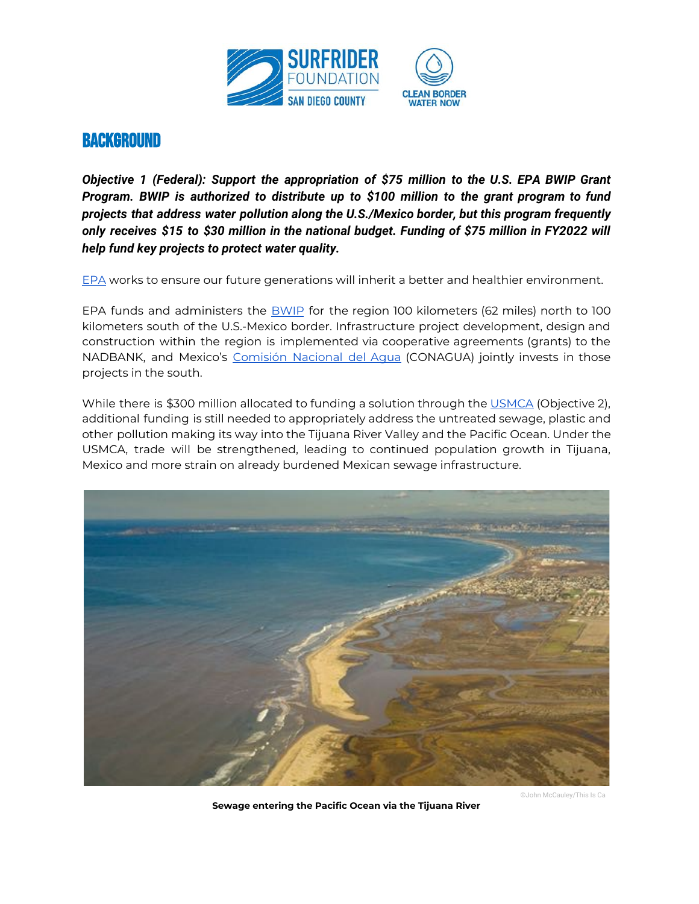# BACKGROUND

***Objective 1 (Federal): Support the appropriation of $75 million to the U.S. EPA BWIP Grant Program. BWIP is authorized to distribute up to $100 million to the grant program to fund projects that address water pollution along the U.S./Mexico border, but this program frequently only receives $15 to $30 million in the national budget. Funding of $75 million in FY2022 will help fund key projects to protect water quality.***

EPA works to ensure our future generations will inherit a better and healthier environment.

EPA funds and administers the BWIP for the region 100 kilometers (62 miles) north to 100 kilometers south of the U.S.-Mexico border. Infrastructure project development, design and construction within the region is implemented via cooperative agreements (grants) to the NADBANK, and Mexico's Comisión Nacional del Agua (CONAGUA) jointly invests in those projects in the south.

While there is $300 million allocated to funding a solution through the USMCA (Objective 2), additional funding is still needed to appropriately address the untreated sewage, plastic and other pollution making its way into the Tijuana River Valley and the Pacific Ocean. Under the USMCA, trade will be strengthened, leading to continued population growth in Tijuana, Mexico and more strain on already burdened Mexican sewage infrastructure.

©John McCauley/This Is Ca

**Sewage entering the Pacific Ocean via the Tijuana River**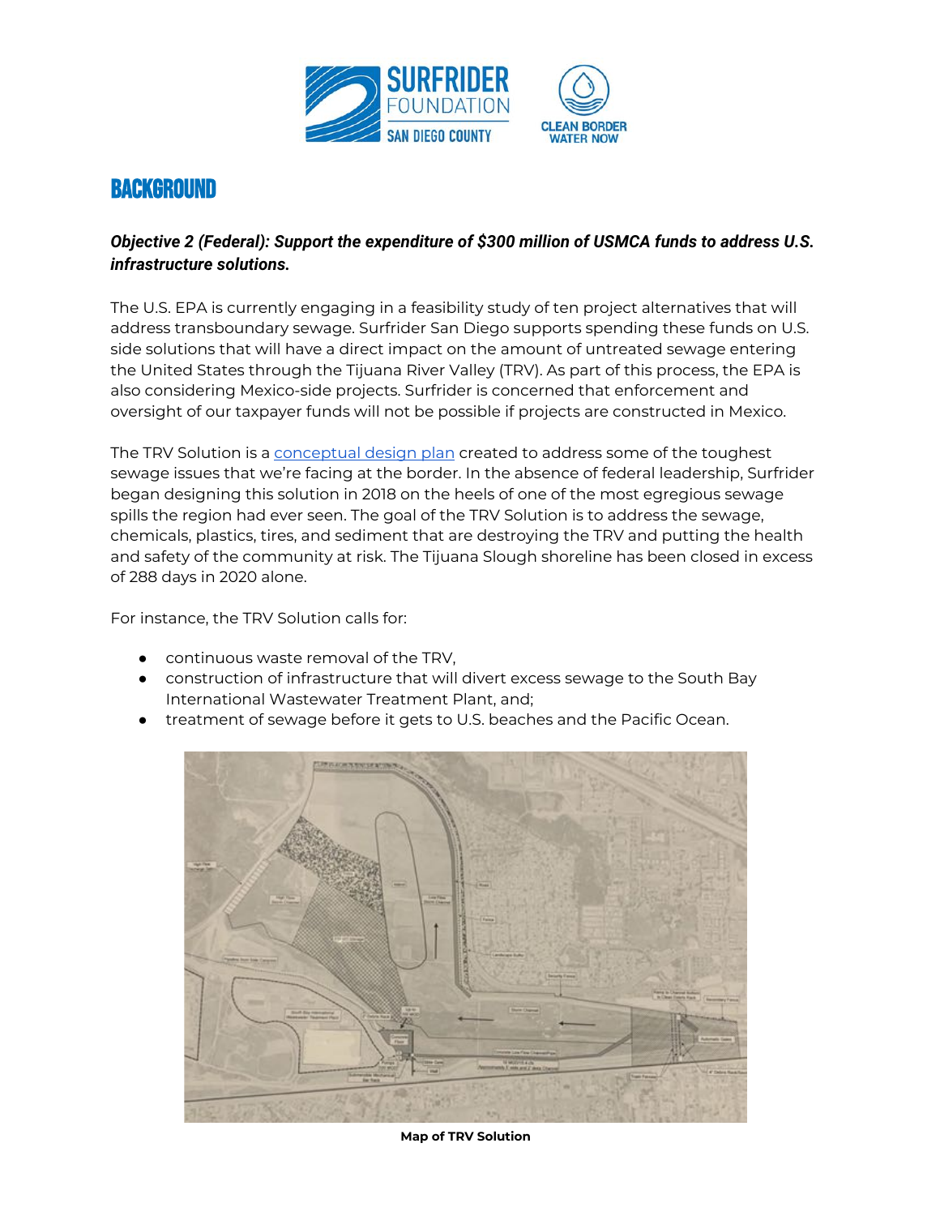# BACKGROUND

***Objective 2 (Federal): Support the expenditure of $300 million of USMCA funds to address U.S. infrastructure solutions.***

The U.S. EPA is currently engaging in a feasibility study of ten project alternatives that will address transboundary sewage. Surfrider San Diego supports spending these funds on U.S. side solutions that will have a direct impact on the amount of untreated sewage entering the United States through the Tijuana River Valley (TRV). As part of this process, the EPA is also considering Mexico-side projects. Surfrider is concerned that enforcement and oversight of our taxpayer funds will not be possible if projects are constructed in Mexico.

The TRV Solution is a conceptual design plan created to address some of the toughest sewage issues that we're facing at the border. In the absence of federal leadership, Surfrider began designing this solution in 2018 on the heels of one of the most egregious sewage spills the region had ever seen. The goal of the TRV Solution is to address the sewage, chemicals, plastics, tires, and sediment that are destroying the TRV and putting the health and safety of the community at risk. The Tijuana Slough shoreline has been closed in excess of 288 days in 2020 alone.

For instance, the TRV Solution calls for:

- continuous waste removal of the TRV,
- construction of infrastructure that will divert excess sewage to the South Bay International Wastewater Treatment Plant, and;
- treatment of sewage before it gets to U.S. beaches and the Pacific Ocean.

**Map of TRV Solution**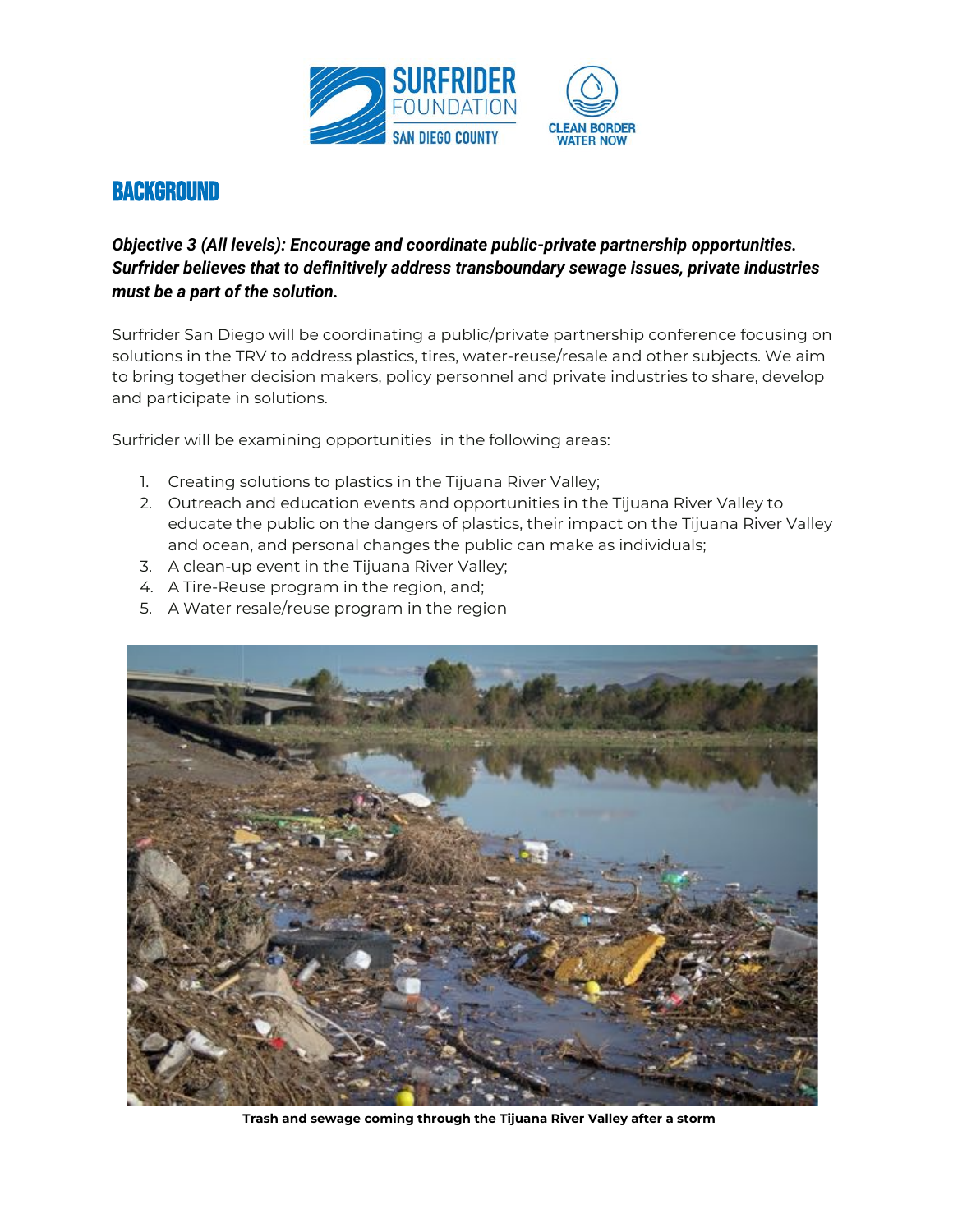## BACKGROUND

***Objective 3 (All levels): Encourage and coordinate public-private partnership opportunities. Surfrider believes that to definitively address transboundary sewage issues, private industries must be a part of the solution.***

Surfrider San Diego will be coordinating a public/private partnership conference focusing on solutions in the TRV to address plastics, tires, water-reuse/resale and other subjects. We aim to bring together decision makers, policy personnel and private industries to share, develop and participate in solutions.

Surfrider will be examining opportunities in the following areas:

1. Creating solutions to plastics in the Tijuana River Valley;
2. Outreach and education events and opportunities in the Tijuana River Valley to educate the public on the dangers of plastics, their impact on the Tijuana River Valley and ocean, and personal changes the public can make as individuals;
3. A clean-up event in the Tijuana River Valley;
4. A Tire-Reuse program in the region, and;
5. A Water resale/reuse program in the region

**Trash and sewage coming through the Tijuana River Valley after a storm**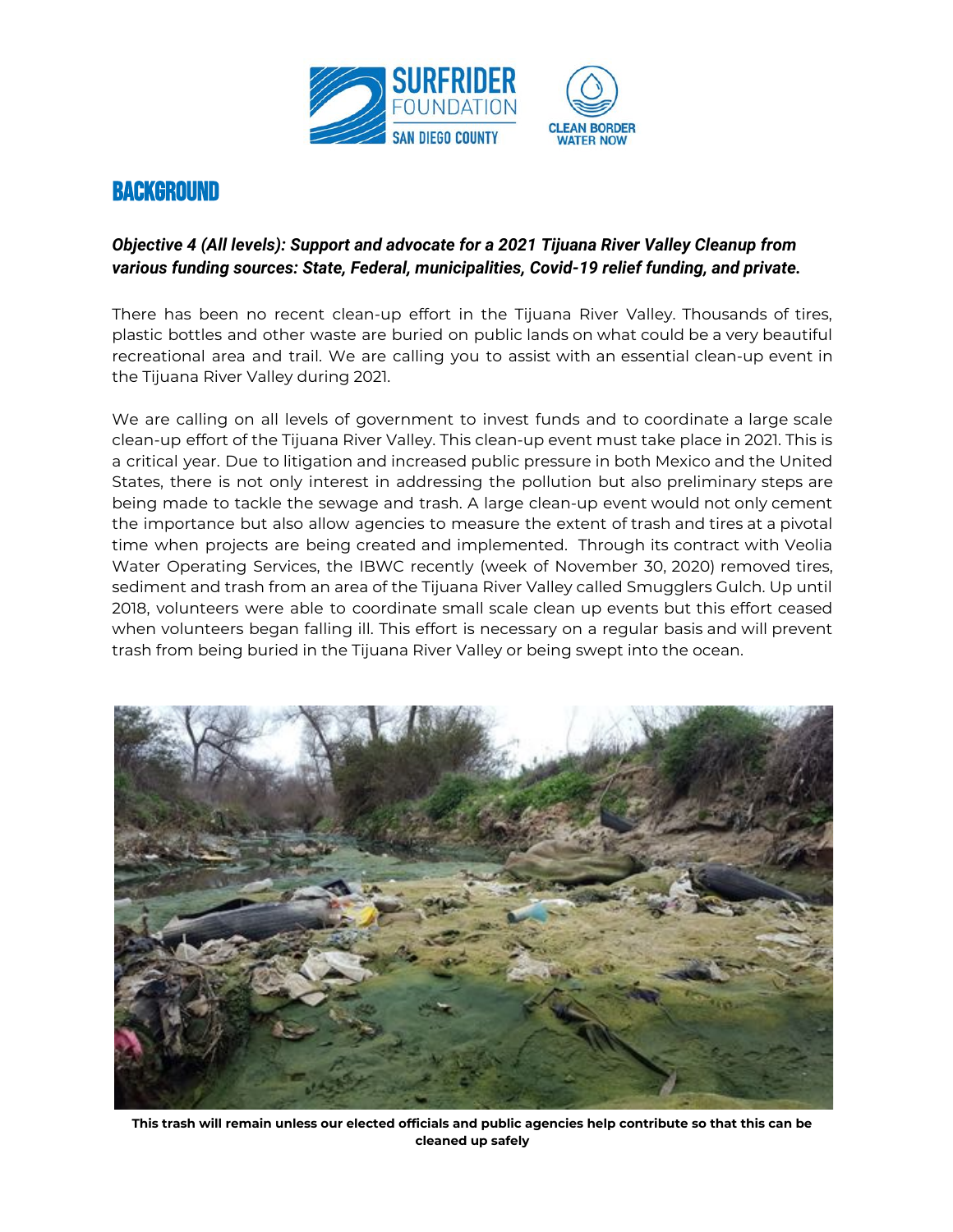# BACKGROUND

***Objective 4 (All levels): Support and advocate for a 2021 Tijuana River Valley Cleanup from various funding sources: State, Federal, municipalities, Covid-19 relief funding, and private.***

There has been no recent clean-up effort in the Tijuana River Valley. Thousands of tires, plastic bottles and other waste are buried on public lands on what could be a very beautiful recreational area and trail. We are calling you to assist with an essential clean-up event in the Tijuana River Valley during 2021.

We are calling on all levels of government to invest funds and to coordinate a large scale clean-up effort of the Tijuana River Valley. This clean-up event must take place in 2021. This is a critical year. Due to litigation and increased public pressure in both Mexico and the United States, there is not only interest in addressing the pollution but also preliminary steps are being made to tackle the sewage and trash. A large clean-up event would not only cement the importance but also allow agencies to measure the extent of trash and tires at a pivotal time when projects are being created and implemented. Through its contract with Veolia Water Operating Services, the IBWC recently (week of November 30, 2020) removed tires, sediment and trash from an area of the Tijuana River Valley called Smugglers Gulch. Up until 2018, volunteers were able to coordinate small scale clean up events but this effort ceased when volunteers began falling ill. This effort is necessary on a regular basis and will prevent trash from being buried in the Tijuana River Valley or being swept into the ocean.

**This trash will remain unless our elected officials and public agencies help contribute so that this can be cleaned up safely**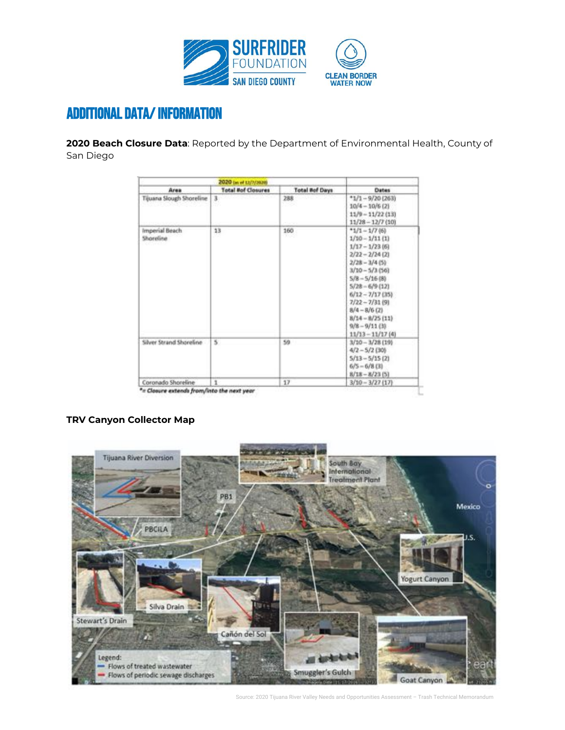# ADDITIONAL DATA/ INFORMATION

**2020 Beach Closure Data**: Reported by the Department of Environmental Health, County of San Diego

| Area | 2020 (as of 12/7/2020) Total # of Closures | Total # of Days | Dates |
|---|---|---|---|
| Tijuana Slough Shoreline | 3 | 288 | *1/1 – 9/20 (263)<br>10/4 – 10/6 (2)<br>11/9 – 11/22 (13)<br>11/28 – 12/7 (10) |
| Imperial Beach Shoreline | 13 | 160 | *1/1 – 1/7 (6)<br>1/10 – 1/11 (1)<br>1/17 – 1/23 (6)<br>2/22 – 2/24 (2)<br>2/28 – 3/4 (5)<br>3/10 – 5/3 (56)<br>5/8 – 5/16 (8)<br>5/28 – 6/9 (12)<br>6/12 – 7/17 (35)<br>7/22 – 7/31 (9)<br>8/4 – 8/6 (2)<br>8/14 – 8/25 (11)<br>9/8 – 9/11 (3)<br>11/13 – 11/17 (4) |
| Silver Strand Shoreline | 5 | 59 | 3/10 – 3/28 (19)<br>4/2 – 5/2 (30)<br>5/13 – 5/15 (2)<br>6/5 – 6/8 (3)<br>8/18 – 8/23 (5) |
| Coronado Shoreline | 1 | 17 | 3/10 – 3/27 (17) |

*\*= Closure extends from/into the next year*

**TRV Canyon Collector Map**

Source: 2020 Tijuana River Valley Needs and Opportunities Assessment – Trash Technical Memorandum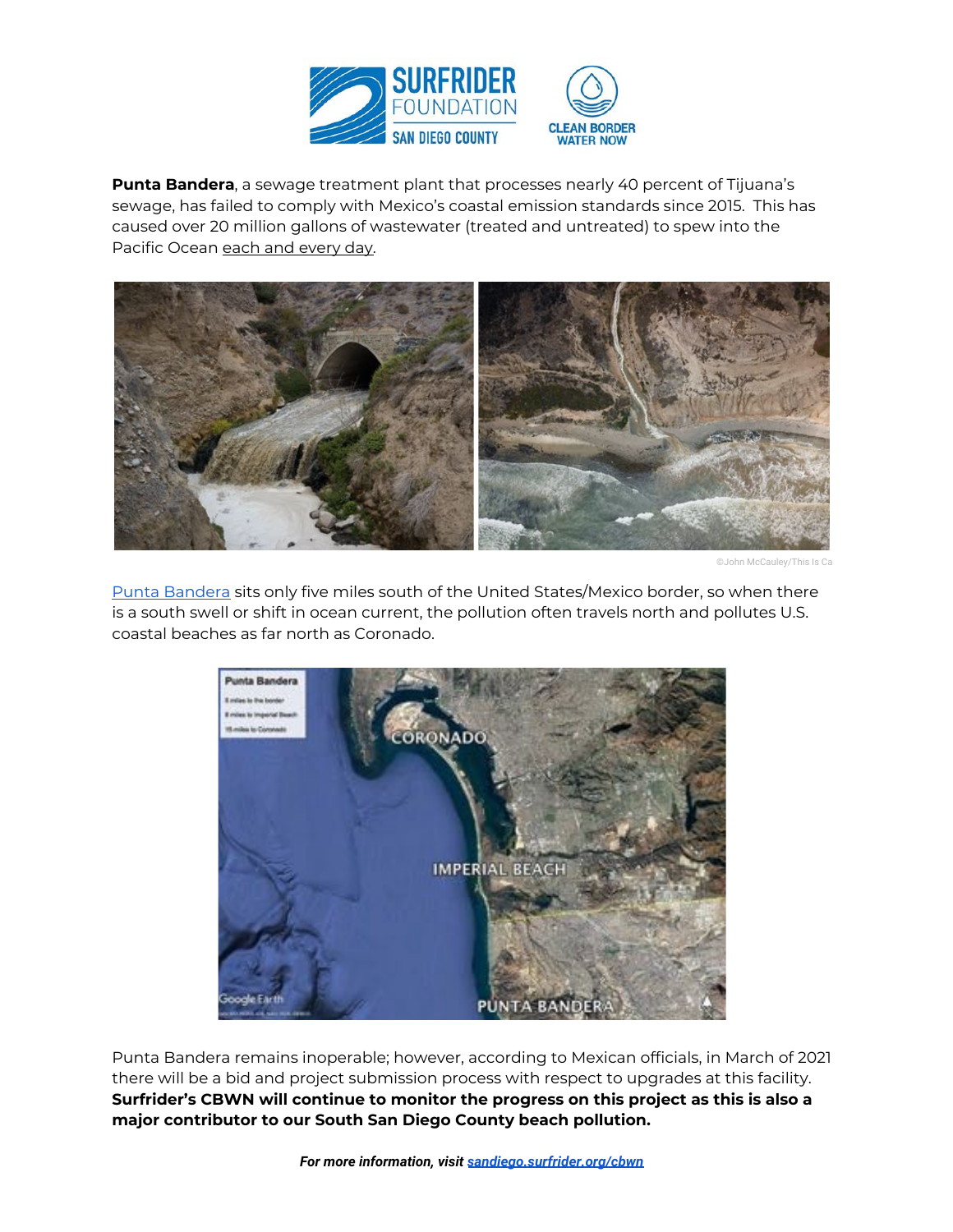**Punta Bandera**, a sewage treatment plant that processes nearly 40 percent of Tijuana's sewage, has failed to comply with Mexico's coastal emission standards since 2015. This has caused over 20 million gallons of wastewater (treated and untreated) to spew into the Pacific Ocean each and every day.

©John McCauley/This Is Ca

Punta Bandera sits only five miles south of the United States/Mexico border, so when there is a south swell or shift in ocean current, the pollution often travels north and pollutes U.S. coastal beaches as far north as Coronado.

Punta Bandera remains inoperable; however, according to Mexican officials, in March of 2021 there will be a bid and project submission process with respect to upgrades at this facility. **Surfrider's CBWN will continue to monitor the progress on this project as this is also a major contributor to our South San Diego County beach pollution.**

***For more information, visit sandiego.surfrider.org/cbwn***